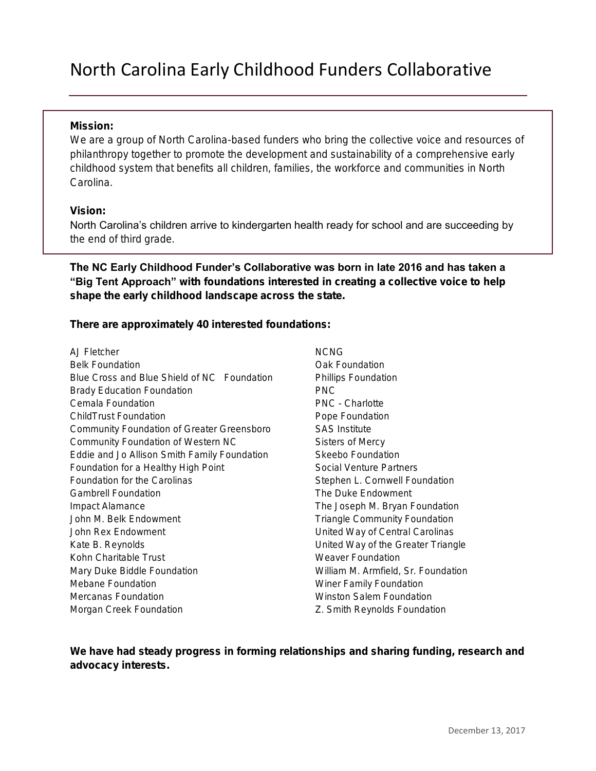# North Carolina Early Childhood Funders Collaborative

**Mission:**
We are a group of North Carolina-based funders who bring the collective voice and resources of philanthropy together to promote the development and sustainability of a comprehensive early childhood system that benefits all children, families, the workforce and communities in North Carolina.

**Vision:**
North Carolina's children arrive to kindergarten health ready for school and are succeeding by the end of third grade.

**The NC Early Childhood Funder's Collaborative was born in late 2016 and has taken a "Big Tent Approach" with foundations interested in creating a collective voice to help shape the early childhood landscape across the state.**

**There are approximately 40 interested foundations:**

- AJ Fletcher
- Belk Foundation
- Blue Cross and Blue Shield of NC Foundation
- Brady Education Foundation
- Cemala Foundation
- ChildTrust Foundation
- Community Foundation of Greater Greensboro
- Community Foundation of Western NC
- Eddie and Jo Allison Smith Family Foundation
- Foundation for a Healthy High Point
- Foundation for the Carolinas
- Gambrell Foundation
- Impact Alamance
- John M. Belk Endowment
- John Rex Endowment
- Kate B. Reynolds
- Kohn Charitable Trust
- Mary Duke Biddle Foundation
- Mebane Foundation
- Mercanas Foundation
- Morgan Creek Foundation
- NCNG
- Oak Foundation
- Phillips Foundation
- PNC
- PNC - Charlotte
- Pope Foundation
- SAS Institute
- Sisters of Mercy
- Skeebo Foundation
- Social Venture Partners
- Stephen L. Cornwell Foundation
- The Duke Endowment
- The Joseph M. Bryan Foundation
- Triangle Community Foundation
- United Way of Central Carolinas
- United Way of the Greater Triangle
- Weaver Foundation
- William M. Armfield, Sr. Foundation
- Winer Family Foundation
- Winston Salem Foundation
- Z. Smith Reynolds Foundation

**We have had steady progress in forming relationships and sharing funding, research and advocacy interests.**

December 13, 2017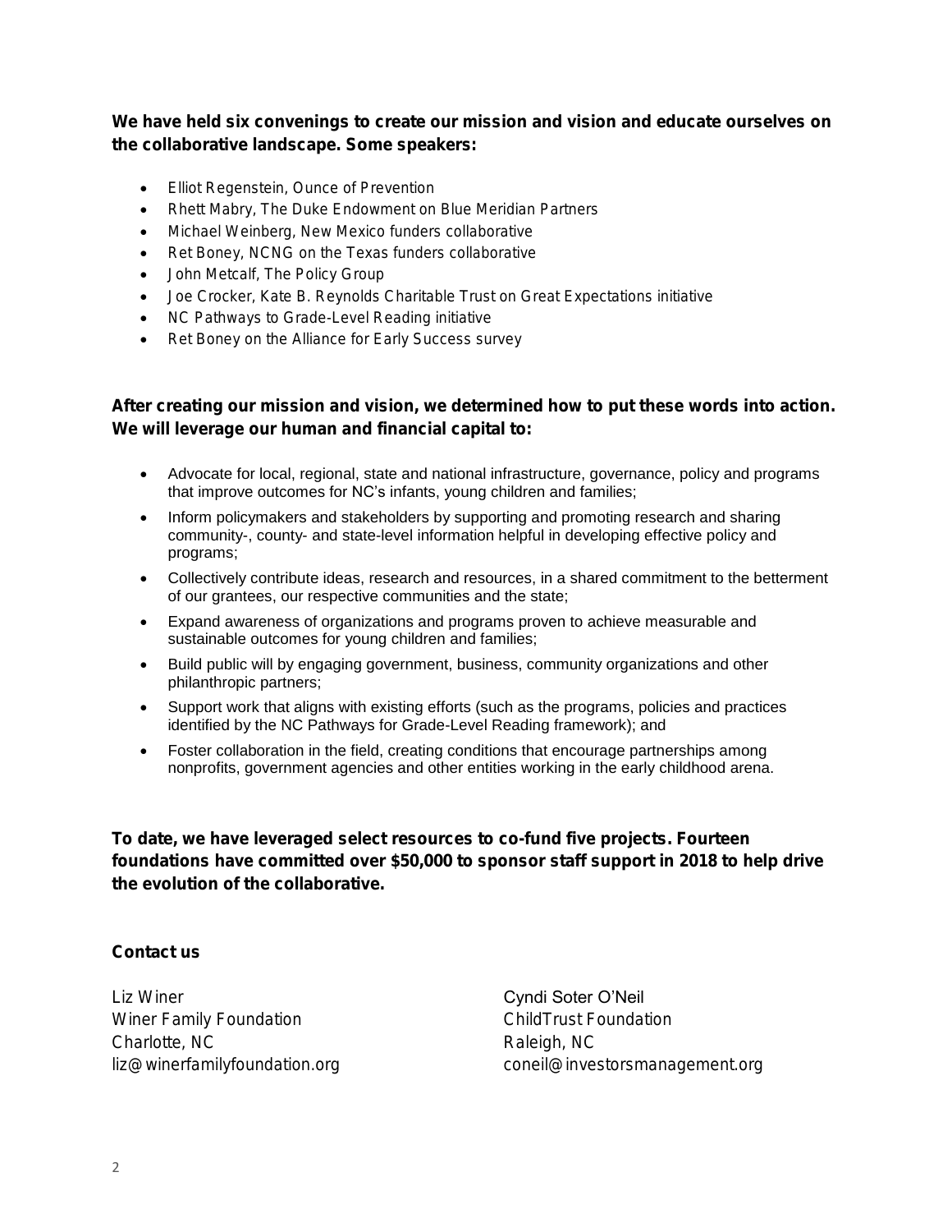**We have held six convenings to create our mission and vision and educate ourselves on the collaborative landscape. Some speakers:**

- Elliot Regenstein, Ounce of Prevention
- Rhett Mabry, The Duke Endowment on Blue Meridian Partners
- Michael Weinberg, New Mexico funders collaborative
- Ret Boney, NCNG on the Texas funders collaborative
- John Metcalf, The Policy Group
- Joe Crocker, Kate B. Reynolds Charitable Trust on Great Expectations initiative
- NC Pathways to Grade-Level Reading initiative
- Ret Boney on the Alliance for Early Success survey

**After creating our mission and vision, we determined how to put these words into action. We will leverage our human and financial capital to:**

- Advocate for local, regional, state and national infrastructure, governance, policy and programs that improve outcomes for NC's infants, young children and families;
- Inform policymakers and stakeholders by supporting and promoting research and sharing community-, county- and state-level information helpful in developing effective policy and programs;
- Collectively contribute ideas, research and resources, in a shared commitment to the betterment of our grantees, our respective communities and the state;
- Expand awareness of organizations and programs proven to achieve measurable and sustainable outcomes for young children and families;
- Build public will by engaging government, business, community organizations and other philanthropic partners;
- Support work that aligns with existing efforts (such as the programs, policies and practices identified by the NC Pathways for Grade-Level Reading framework); and
- Foster collaboration in the field, creating conditions that encourage partnerships among nonprofits, government agencies and other entities working in the early childhood arena.

**To date, we have leveraged select resources to co-fund five projects. Fourteen foundations have committed over $50,000 to sponsor staff support in 2018 to help drive the evolution of the collaborative.**

**Contact us**

Liz Winer
Winer Family Foundation
Charlotte, NC
liz@winerfamilyfoundation.org

Cyndi Soter O'Neil
ChildTrust Foundation
Raleigh, NC
coneil@investorsmanagement.org